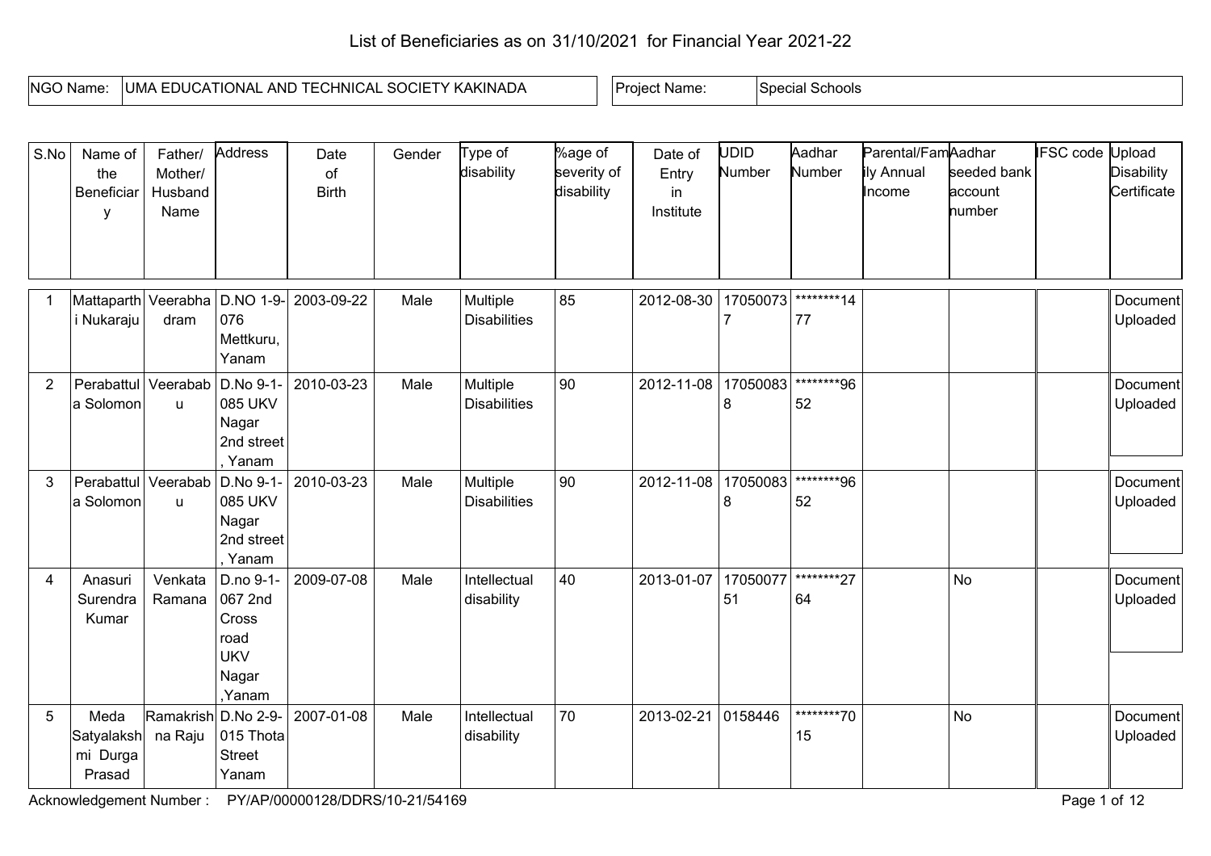# List of Beneficiaries as on 31/10/2021 for Financial Year 2021-22

| NGO Name: | UMA EDUCATIONAL AND TECHNICAL SOCIETY KAKINADA | Project Name: | Special Schools |
|---|---|---|---|

| S.No | Name of the Beneficiary | Father/ Mother/ Husband Name | Address | Date of Birth | Gender | Type of disability | %age of severity of disability | Date of Entry in Institute | UDID Number | Aadhar Number | Parental/Family Annual Income | Aadhar seeded bank account number | IFSC code | Upload Disability Certificate |
|---|---|---|---|---|---|---|---|---|---|---|---|---|---|---|
| 1 | Mattaparthi Nukaraju | Veerabhadram | D.NO 1-9-076 Mettkuru, Yanam | 2003-09-22 | Male | Multiple Disabilities | 85 | 2012-08-30 | 170500737 | ********1477 | | | | Document Uploaded |
| 2 | Perabattula Solomon | Veerababu | D.No 9-1-085 UKV Nagar 2nd street , Yanam | 2010-03-23 | Male | Multiple Disabilities | 90 | 2012-11-08 | 170500838 | ********9652 | | | | Document Uploaded |
| 3 | Perabattula Solomon | Veerababu | D.No 9-1-085 UKV Nagar 2nd street , Yanam | 2010-03-23 | Male | Multiple Disabilities | 90 | 2012-11-08 | 170500838 | ********9652 | | | | Document Uploaded |
| 4 | Anasuri Surendra Kumar | Venkata Ramana | D.no 9-1-067 2nd Cross road UKV Nagar ,Yanam | 2009-07-08 | Male | Intellectual disability | 40 | 2013-01-07 | 1705007751 | ********2764 | | No | | Document Uploaded |
| 5 | Meda Satyalakshmi Durga Prasad | Ramakrishna Raju | D.No 2-9-015 Thota Street Yanam | 2007-01-08 | Male | Intellectual disability | 70 | 2013-02-21 | 0158446 | ********7015 | | No | | Document Uploaded |

Acknowledgement Number : PY/AP/00000128/DDRS/10-21/54169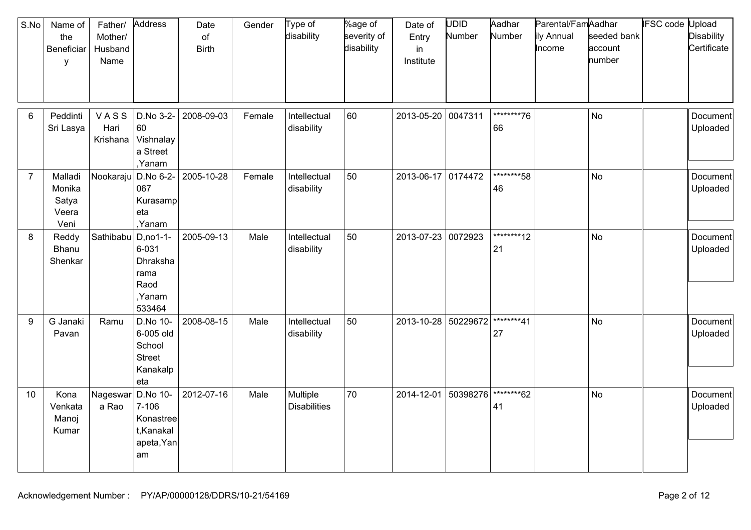| S.No | Name of the Beneficiary | Father/ Mother/ Husband Name | Address | Date of Birth | Gender | Type of disability | %age of severity of disability | Date of Entry in Institute | UDID Number | Aadhar Number | Parental/Family Annual Income | Aadhar seeded bank account number | IFSC code | Upload Disability Certificate |
|---|---|---|---|---|---|---|---|---|---|---|---|---|---|---|
| 6 | Peddinti Sri Lasya | V A S S Hari Krishana | D.No 3-2-60 Vishnalaya Street ,Yanam | 2008-09-03 | Female | Intellectual disability | 60 | 2013-05-20 | 0047311 | ********7666 | | No | | Document Uploaded |
| 7 | Malladi Monika Satya Veera Veni | Nookaraju | D.No 6-2-067 Kurasampeta ,Yanam | 2005-10-28 | Female | Intellectual disability | 50 | 2013-06-17 | 0174472 | ********5846 | | No | | Document Uploaded |
| 8 | Reddy Bhanu Shenkar | Sathibabu | D,no1-1-6-031 Dhraksharama Raod ,Yanam 533464 | 2005-09-13 | Male | Intellectual disability | 50 | 2013-07-23 | 0072923 | ********1221 | | No | | Document Uploaded |
| 9 | G Janaki Pavan | Ramu | D.No 10-6-005 old School Street Kanakalpeta | 2008-08-15 | Male | Intellectual disability | 50 | 2013-10-28 | 50229672 | ********4127 | | No | | Document Uploaded |
| 10 | Kona Venkata Manoj Kumar | Nageswara Rao | D.No 10-7-106 Konastreet,Kanakalapeta,Yanam | 2012-07-16 | Male | Multiple Disabilities | 70 | 2014-12-01 | 50398276 | ********6241 | | No | | Document Uploaded |

Acknowledgement Number : PY/AP/00000128/DDRS/10-21/54169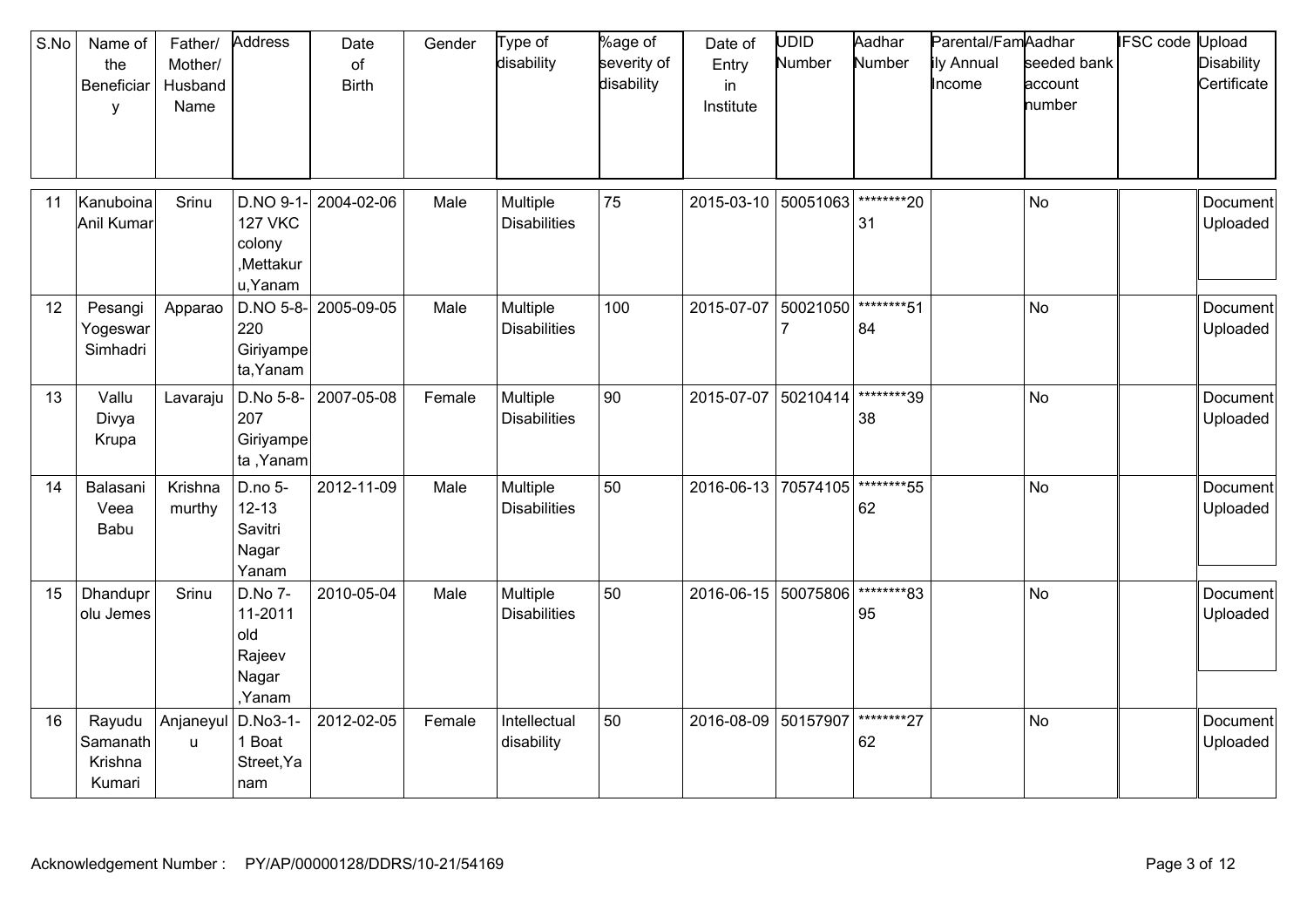| S.No | Name of the Beneficiary | Father/ Mother/ Husband Name | Address | Date of Birth | Gender | Type of disability | %age of severity of disability | Date of Entry in Institute | UDID Number | Aadhar Number | Parental/Family Annual Income | Aadhar seeded bank account number | IFSC code | Upload Disability Certificate |
|---|---|---|---|---|---|---|---|---|---|---|---|---|---|---|
| 11 | Kanuboina Anil Kumar | Srinu | D.NO 9-1-127 VKC colony ,Mettakuru,Yanam | 2004-02-06 | Male | Multiple Disabilities | 75 | 2015-03-10 | 50051063 | ********2031 | | No | | Document Uploaded |
| 12 | Pesangi Yogeswar Simhadri | Apparao | D.NO 5-8-220 Giriyampeta,Yanam | 2005-09-05 | Male | Multiple Disabilities | 100 | 2015-07-07 | 500210507 | ********5184 | | No | | Document Uploaded |
| 13 | Vallu Divya Krupa | Lavaraju | D.No 5-8-207 Giriyampeta ,Yanam | 2007-05-08 | Female | Multiple Disabilities | 90 | 2015-07-07 | 50210414 | ********3938 | | No | | Document Uploaded |
| 14 | Balasani Veea Babu | Krishna murthy | D.no 5-12-13 Savitri Nagar Yanam | 2012-11-09 | Male | Multiple Disabilities | 50 | 2016-06-13 | 70574105 | ********5562 | | No | | Document Uploaded |
| 15 | Dhandupr olu Jemes | Srinu | D.No 7-11-2011 old Rajeev Nagar ,Yanam | 2010-05-04 | Male | Multiple Disabilities | 50 | 2016-06-15 | 50075806 | ********8395 | | No | | Document Uploaded |
| 16 | Rayudu Samanath Krishna Kumari | Anjaneyulu | D.No3-1-1 Boat Street,Yanam | 2012-02-05 | Female | Intellectual disability | 50 | 2016-08-09 | 50157907 | ********2762 | | No | | Document Uploaded |

Acknowledgement Number : PY/AP/00000128/DDRS/10-21/54169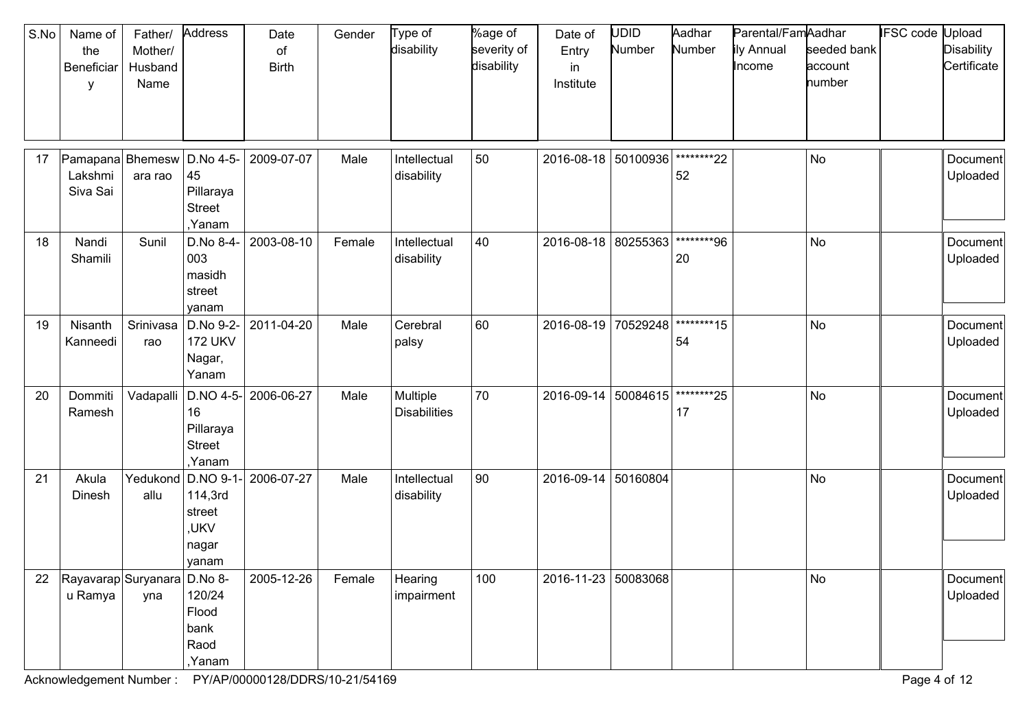| S.No | Name of the Beneficiary | Father/ Mother/ Husband Name | Address | Date of Birth | Gender | Type of disability | %age of severity of disability | Date of Entry in Institute | UDID Number | Aadhar Number | Parental/Family Annual Income | Aadhar seeded bank account number | IFSC code | Upload Disability Certificate |
|---|---|---|---|---|---|---|---|---|---|---|---|---|---|---|
| 17 | Pamapana Lakshmi Siva Sai | Bhemeswara rao | D.No 4-5-45 Pillaraya Street ,Yanam | 2009-07-07 | Male | Intellectual disability | 50 | 2016-08-18 | 50100936 | ********2252 | | No | | Document Uploaded |
| 18 | Nandi Shamili | Sunil | D.No 8-4-003 masidh street yanam | 2003-08-10 | Female | Intellectual disability | 40 | 2016-08-18 | 80255363 | ********9620 | | No | | Document Uploaded |
| 19 | Nisanth Kanneedi | Srinivasa rao | D.No 9-2-172 UKV Nagar, Yanam | 2011-04-20 | Male | Cerebral palsy | 60 | 2016-08-19 | 70529248 | ********1554 | | No | | Document Uploaded |
| 20 | Dommiti Ramesh | Vadapalli | D.NO 4-5-16 Pillaraya Street ,Yanam | 2006-06-27 | Male | Multiple Disabilities | 70 | 2016-09-14 | 50084615 | ********2517 | | No | | Document Uploaded |
| 21 | Akula Dinesh | Yedukondallu | D.NO 9-1-114,3rd street ,UKV nagar yanam | 2006-07-27 | Male | Intellectual disability | 90 | 2016-09-14 | 50160804 | | | No | | Document Uploaded |
| 22 | Rayavarapu Ramya | Suryanarayna | D.No 8-120/24 Flood bank Raod ,Yanam | 2005-12-26 | Female | Hearing impairment | 100 | 2016-11-23 | 50083068 | | | No | | Document Uploaded |

Acknowledgement Number : PY/AP/00000128/DDRS/10-21/54169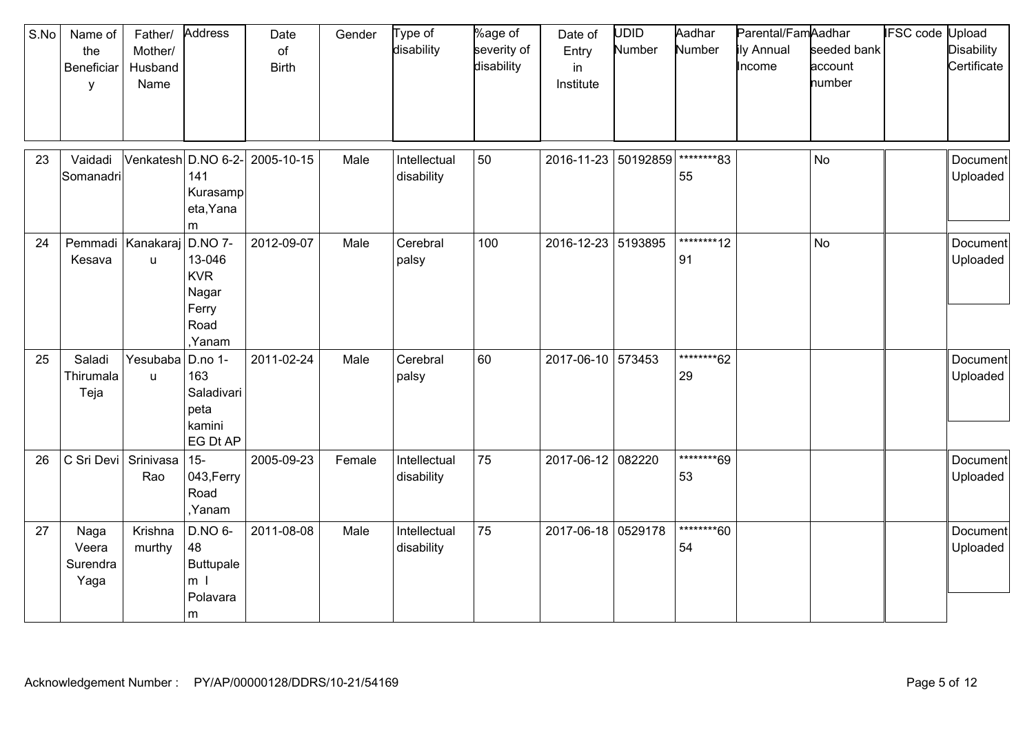| S.No | Name of the Beneficiary | Father/ Mother/ Husband Name | Address | Date of Birth | Gender | Type of disability | %age of severity of disability | Date of Entry in Institute | UDID Number | Aadhar Number | Parental/Family Annual Income | Aadhar seeded bank account number | IFSC code | Upload Disability Certificate |
|---|---|---|---|---|---|---|---|---|---|---|---|---|---|---|
| 23 | Vaidadi Somanadri | Venkatesh | D.NO 6-2-141 Kurasampeta,Yanam | 2005-10-15 | Male | Intellectual disability | 50 | 2016-11-23 | 50192859 | ********8355 | | No | | Document Uploaded |
| 24 | Pemmadi Kesava | Kanakaraju | D.NO 7-13-046 KVR Nagar Ferry Road ,Yanam | 2012-09-07 | Male | Cerebral palsy | 100 | 2016-12-23 | 5193895 | ********1291 | | No | | Document Uploaded |
| 25 | Saladi Thirumala Teja | Yesubabau | D.no 1-163 Saladivaripeta kamini EG Dt AP | 2011-02-24 | Male | Cerebral palsy | 60 | 2017-06-10 | 573453 | ********6229 | | | | Document Uploaded |
| 26 | C Sri Devi | Srinivasa Rao | 15-043,Ferry Road ,Yanam | 2005-09-23 | Female | Intellectual disability | 75 | 2017-06-12 | 082220 | ********6953 | | | | Document Uploaded |
| 27 | Naga Veera Surendra Yaga | Krishna murthy | D.NO 6-48 Buttupalem I Polavaram | 2011-08-08 | Male | Intellectual disability | 75 | 2017-06-18 | 0529178 | ********6054 | | | | Document Uploaded |

Acknowledgement Number : PY/AP/00000128/DDRS/10-21/54169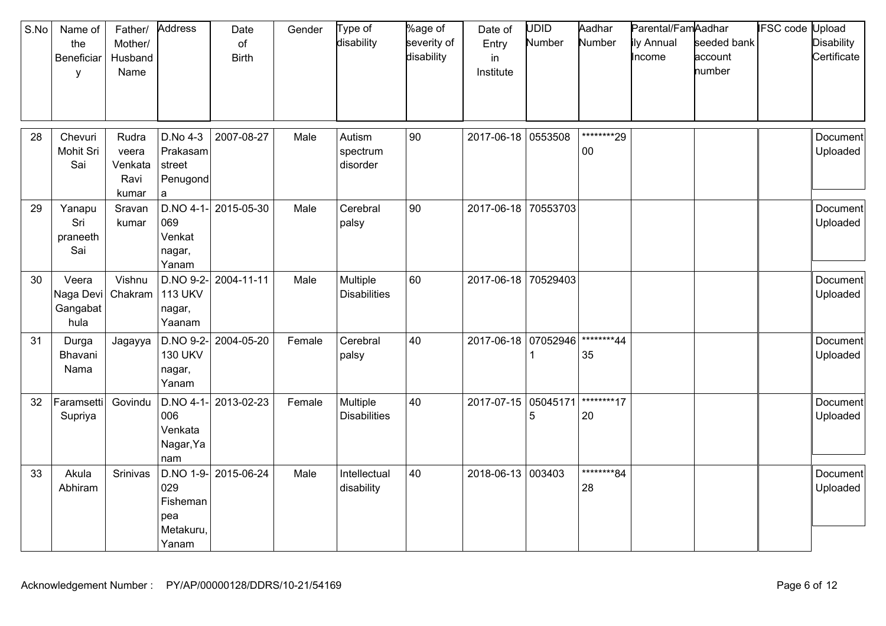| S.No | Name of the Beneficiary | Father/ Mother/ Husband Name | Address | Date of Birth | Gender | Type of disability | %age of severity of disability | Date of Entry in Institute | UDID Number | Aadhar Number | Parental/Family Annual Income | Aadhar seeded bank account number | IFSC code | Upload Disability Certificate |
|---|---|---|---|---|---|---|---|---|---|---|---|---|---|---|
| 28 | Chevuri Mohit Sri Sai | Rudra veera Venkata Ravi kumar | D.No 4-3 Prakasam street Penugonda | 2007-08-27 | Male | Autism spectrum disorder | 90 | 2017-06-18 | 0553508 | ********2900 | | | | Document Uploaded |
| 29 | Yanapu Sri praneeth Sai | Sravan kumar | D.NO 4-1-069 Venkat nagar, Yanam | 2015-05-30 | Male | Cerebral palsy | 90 | 2017-06-18 | 70553703 | | | | | Document Uploaded |
| 30 | Veera Naga Devi Gangabathula | Vishnu Chakram | D.NO 9-2-113 UKV nagar, Yaanam | 2004-11-11 | Male | Multiple Disabilities | 60 | 2017-06-18 | 70529403 | | | | | Document Uploaded |
| 31 | Durga Bhavani Nama | Jagayya | D.NO 9-2-130 UKV nagar, Yanam | 2004-05-20 | Female | Cerebral palsy | 40 | 2017-06-18 | 070529461 | ********4435 | | | | Document Uploaded |
| 32 | Faramsetti Supriya | Govindu | D.NO 4-1-006 Venkata Nagar,Yanam | 2013-02-23 | Female | Multiple Disabilities | 40 | 2017-07-15 | 050451715 | ********1720 | | | | Document Uploaded |
| 33 | Akula Abhiram | Srinivas | D.NO 1-9-029 Fisheman pea Metakuru, Yanam | 2015-06-24 | Male | Intellectual disability | 40 | 2018-06-13 | 003403 | ********8428 | | | | Document Uploaded |

Acknowledgement Number : PY/AP/00000128/DDRS/10-21/54169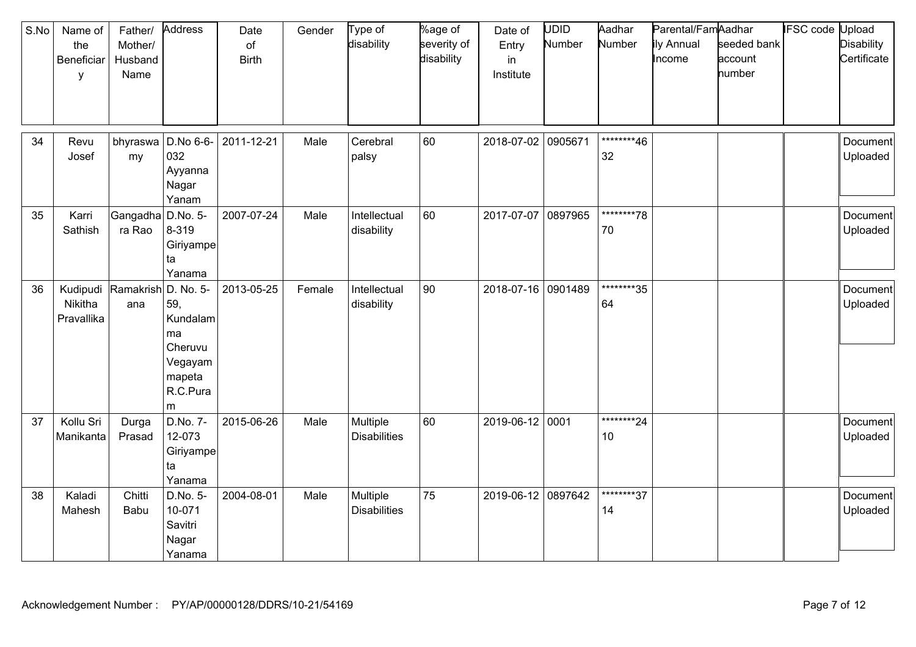| S.No | Name of the Beneficiary | Father/ Mother/ Husband Name | Address | Date of Birth | Gender | Type of disability | %age of severity of disability | Date of Entry in Institute | UDID Number | Aadhar Number | Parental/Family Annual Income | Aadhar seeded bank account number | IFSC code | Upload Disability Certificate |
|---|---|---|---|---|---|---|---|---|---|---|---|---|---|---|
| 34 | Revu Josef | bhyraswamy | D.No 6-6-032 Ayyanna Nagar Yanam | 2011-12-21 | Male | Cerebral palsy | 60 | 2018-07-02 | 0905671 | ********4632 | | | | Document Uploaded |
| 35 | Karri Sathish | Gangadhara Rao | D.No. 5-8-319 Giriyampeta Yanama | 2007-07-24 | Male | Intellectual disability | 60 | 2017-07-07 | 0897965 | ********7870 | | | | Document Uploaded |
| 36 | Kudipudi Nikitha Pravallika | Ramakrishana | D. No. 5-59, Kundalamma Cheruvu Vegayammapeta R.C.Puram | 2013-05-25 | Female | Intellectual disability | 90 | 2018-07-16 | 0901489 | ********3564 | | | | Document Uploaded |
| 37 | Kollu Sri Manikanta | Durga Prasad | D.No. 7-12-073 Giriyampeta Yanama | 2015-06-26 | Male | Multiple Disabilities | 60 | 2019-06-12 | 0001 | ********2410 | | | | Document Uploaded |
| 38 | Kaladi Mahesh | Chitti Babu | D.No. 5-10-071 Savitri Nagar Yanama | 2004-08-01 | Male | Multiple Disabilities | 75 | 2019-06-12 | 0897642 | ********3714 | | | | Document Uploaded |

Acknowledgement Number : PY/AP/00000128/DDRS/10-21/54169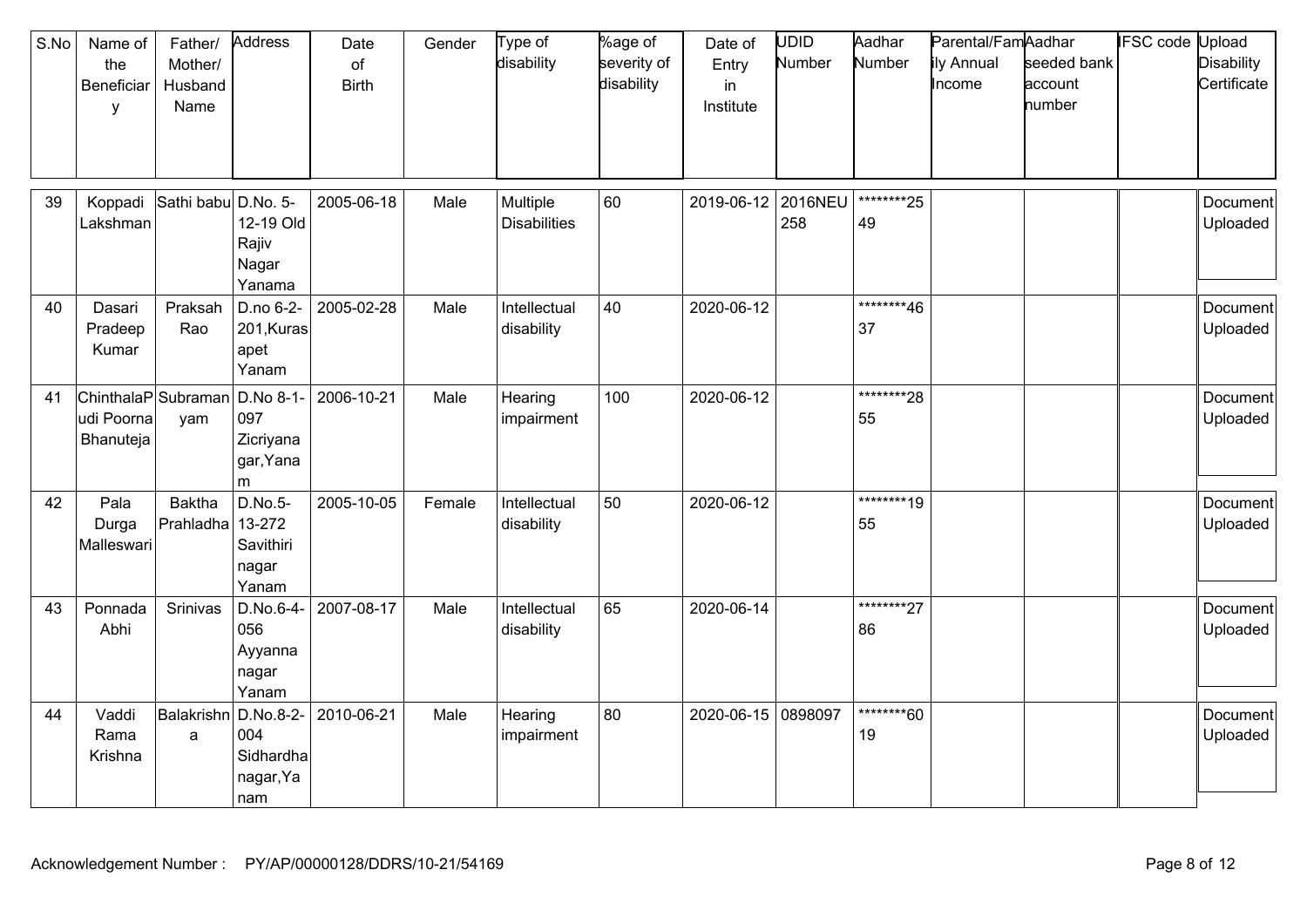| S.No | Name of the Beneficiary | Father/ Mother/ Husband Name | Address | Date of Birth | Gender | Type of disability | %age of severity of disability | Date of Entry in Institute | UDID Number | Aadhar Number | Parental/Family Annual Income | Aadhar seeded bank account number | IFSC code | Upload Disability Certificate |
|---|---|---|---|---|---|---|---|---|---|---|---|---|---|---|
| 39 | Koppadi Lakshman | Sathi babu | D.No. 5-12-19 Old Rajiv Nagar Yanama | 2005-06-18 | Male | Multiple Disabilities | 60 | 2019-06-12 | 2016NEU258 | ********2549 | | | | Document Uploaded |
| 40 | Dasari Pradeep Kumar | Praksah Rao | D.no 6-2-201,Kurasapet Yanam | 2005-02-28 | Male | Intellectual disability | 40 | 2020-06-12 | | ********4637 | | | | Document Uploaded |
| 41 | ChinthalaPudi Poorna Bhanuteja | Subramanyam | D.No 8-1-097 Zicriyanagar,Yanam | 2006-10-21 | Male | Hearing impairment | 100 | 2020-06-12 | | ********2855 | | | | Document Uploaded |
| 42 | Pala Durga Malleswari | Baktha Prahladha | D.No.5-13-272 Savithiri nagar Yanam | 2005-10-05 | Female | Intellectual disability | 50 | 2020-06-12 | | ********1955 | | | | Document Uploaded |
| 43 | Ponnada Abhi | Srinivas | D.No.6-4-056 Ayyanna nagar Yanam | 2007-08-17 | Male | Intellectual disability | 65 | 2020-06-14 | | ********2786 | | | | Document Uploaded |
| 44 | Vaddi Rama Krishna | Balakrishna | D.No.8-2-004 Sidhardha nagar,Yanam | 2010-06-21 | Male | Hearing impairment | 80 | 2020-06-15 | 0898097 | ********6019 | | | | Document Uploaded |

Acknowledgement Number : PY/AP/00000128/DDRS/10-21/54169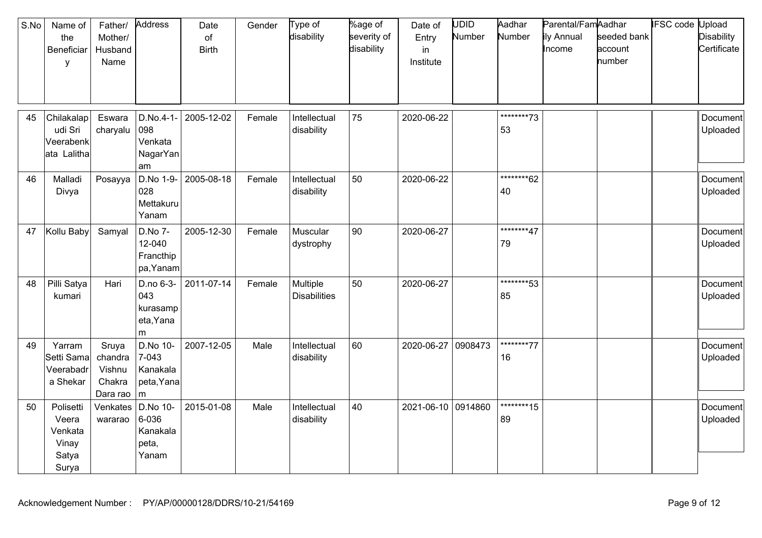| S.No | Name of the Beneficiary | Father/ Mother/ Husband Name | Address | Date of Birth | Gender | Type of disability | %age of severity of disability | Date of Entry in Institute | UDID Number | Aadhar Number | Parental/Family Annual Income | Aadhar seeded bank account number | IFSC code | Upload Disability Certificate |
|---|---|---|---|---|---|---|---|---|---|---|---|---|---|---|
| 45 | Chilakalapudi Sri Veerabenkata Lalitha | Eswara charyalu | D.No.4-1-098 Venkata NagarYanam | 2005-12-02 | Female | Intellectual disability | 75 | 2020-06-22 | | ********7353 | | | | Document Uploaded |
| 46 | Malladi Divya | Posayya | D.No 1-9-028 Mettakuru Yanam | 2005-08-18 | Female | Intellectual disability | 50 | 2020-06-22 | | ********6240 | | | | Document Uploaded |
| 47 | Kollu Baby | Samyal | D.No 7-12-040 Francthippa,Yanam | 2005-12-30 | Female | Muscular dystrophy | 90 | 2020-06-27 | | ********4779 | | | | Document Uploaded |
| 48 | Pilli Satya kumari | Hari | D.no 6-3-043 kurasampeta,Yanam | 2011-07-14 | Female | Multiple Disabilities | 50 | 2020-06-27 | | ********5385 | | | | Document Uploaded |
| 49 | Yarram Setti Sama Veerabadra Shekar | Sruya chandra Vishnu Chakra Dara rao | D.No 10-7-043 Kanakalapeta,Yanam | 2007-12-05 | Male | Intellectual disability | 60 | 2020-06-27 | 0908473 | ********7716 | | | | Document Uploaded |
| 50 | Polisetti Veera Venkata Vinay Satya Surya | Venkateswararao | D.No 10-6-036 Kanakalapeta, Yanam | 2015-01-08 | Male | Intellectual disability | 40 | 2021-06-10 | 0914860 | ********1589 | | | | Document Uploaded |

Acknowledgement Number : PY/AP/00000128/DDRS/10-21/54169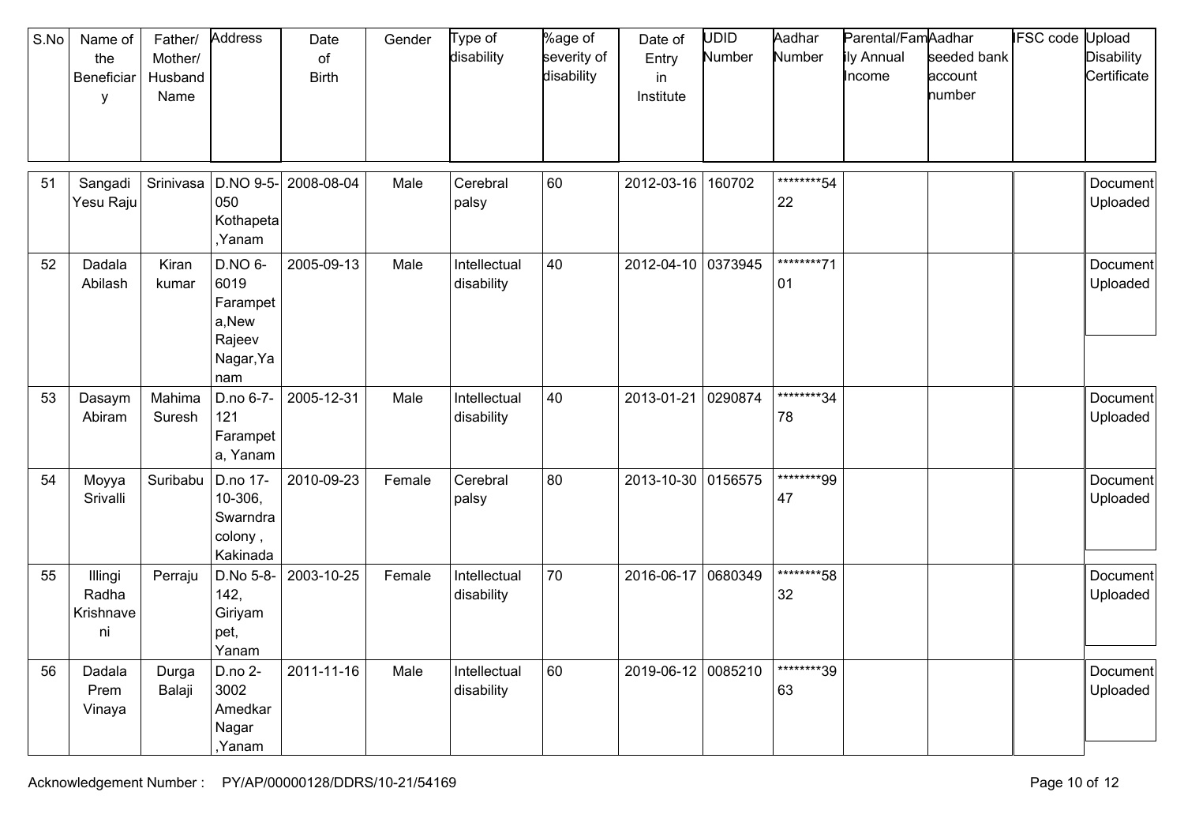| S.No | Name of the Beneficiary | Father/ Mother/ Husband Name | Address | Date of Birth | Gender | Type of disability | %age of severity of disability | Date of Entry in Institute | UDID Number | Aadhar Number | Parental/Family Annual Income | Aadhar seeded bank account number | IFSC code | Upload Disability Certificate |
|---|---|---|---|---|---|---|---|---|---|---|---|---|---|---|
| 51 | Sangadi Yesu Raju | Srinivasa | D.NO 9-5-050 Kothapeta ,Yanam | 2008-08-04 | Male | Cerebral palsy | 60 | 2012-03-16 | 160702 | ********5422 | | | | Document Uploaded |
| 52 | Dadala Abilash | Kiran kumar | D.NO 6-6019 Farampeta,New Rajeev Nagar,Yanam | 2005-09-13 | Male | Intellectual disability | 40 | 2012-04-10 | 0373945 | ********7101 | | | | Document Uploaded |
| 53 | Dasaym Abiram | Mahima Suresh | D.no 6-7-121 Farampeta, Yanam | 2005-12-31 | Male | Intellectual disability | 40 | 2013-01-21 | 0290874 | ********3478 | | | | Document Uploaded |
| 54 | Moyya Srivalli | Suribabu | D.no 17-10-306, Swarndra colony , Kakinada | 2010-09-23 | Female | Cerebral palsy | 80 | 2013-10-30 | 0156575 | ********9947 | | | | Document Uploaded |
| 55 | Illingi Radha Krishnaveni | Perraju | D.No 5-8-142, Giriyampet, Yanam | 2003-10-25 | Female | Intellectual disability | 70 | 2016-06-17 | 0680349 | ********5832 | | | | Document Uploaded |
| 56 | Dadala Prem Vinaya | Durga Balaji | D.no 2-3002 Amedkar Nagar ,Yanam | 2011-11-16 | Male | Intellectual disability | 60 | 2019-06-12 | 0085210 | ********3963 | | | | Document Uploaded |

Acknowledgement Number : PY/AP/00000128/DDRS/10-21/54169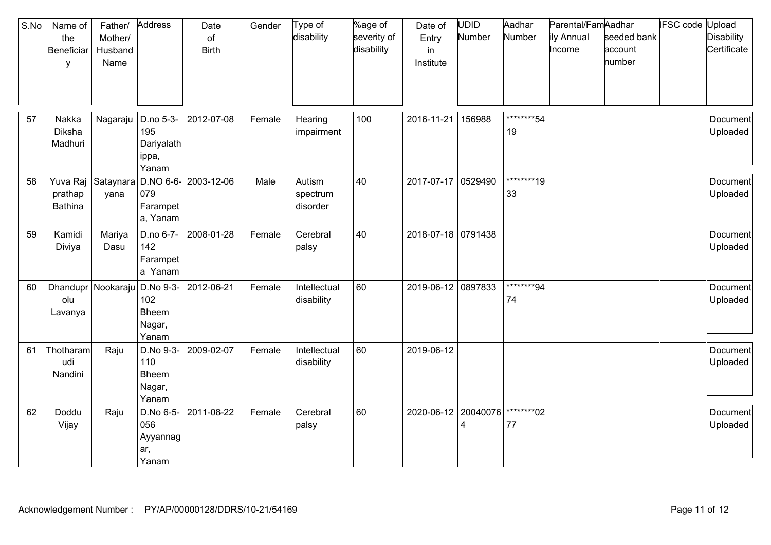| S.No | Name of the Beneficiary | Father/ Mother/ Husband Name | Address | Date of Birth | Gender | Type of disability | %age of severity of disability | Date of Entry in Institute | UDID Number | Aadhar Number | Parental/Family Annual Income | Aadhar seeded bank account number | IFSC code | Upload Disability Certificate |
|---|---|---|---|---|---|---|---|---|---|---|---|---|---|---|
| 57 | Nakka Diksha Madhuri | Nagaraju | D.no 5-3-195 Dariyalathippa, Yanam | 2012-07-08 | Female | Hearing impairment | 100 | 2016-11-21 | 156988 | ********5419 | | | | Document Uploaded |
| 58 | Yuva Raj prathap Bathina | Sataynarayana | D.NO 6-6-079 Farampeta, Yanam | 2003-12-06 | Male | Autism spectrum disorder | 40 | 2017-07-17 | 0529490 | ********1933 | | | | Document Uploaded |
| 59 | Kamidi Diviya | Mariya Dasu | D.no 6-7-142 Farampeta Yanam | 2008-01-28 | Female | Cerebral palsy | 40 | 2018-07-18 | 0791438 | | | | | Document Uploaded |
| 60 | Dhanduprolu Lavanya | Nookaraju | D.No 9-3-102 Bheem Nagar, Yanam | 2012-06-21 | Female | Intellectual disability | 60 | 2019-06-12 | 0897833 | ********9474 | | | | Document Uploaded |
| 61 | Thotharamudi Nandini | Raju | D.No 9-3-110 Bheem Nagar, Yanam | 2009-02-07 | Female | Intellectual disability | 60 | 2019-06-12 | | | | | | Document Uploaded |
| 62 | Doddu Vijay | Raju | D.No 6-5-056 Ayyannagar, Yanam | 2011-08-22 | Female | Cerebral palsy | 60 | 2020-06-12 | 200400764 | ********0277 | | | | Document Uploaded |

Acknowledgement Number : PY/AP/00000128/DDRS/10-21/54169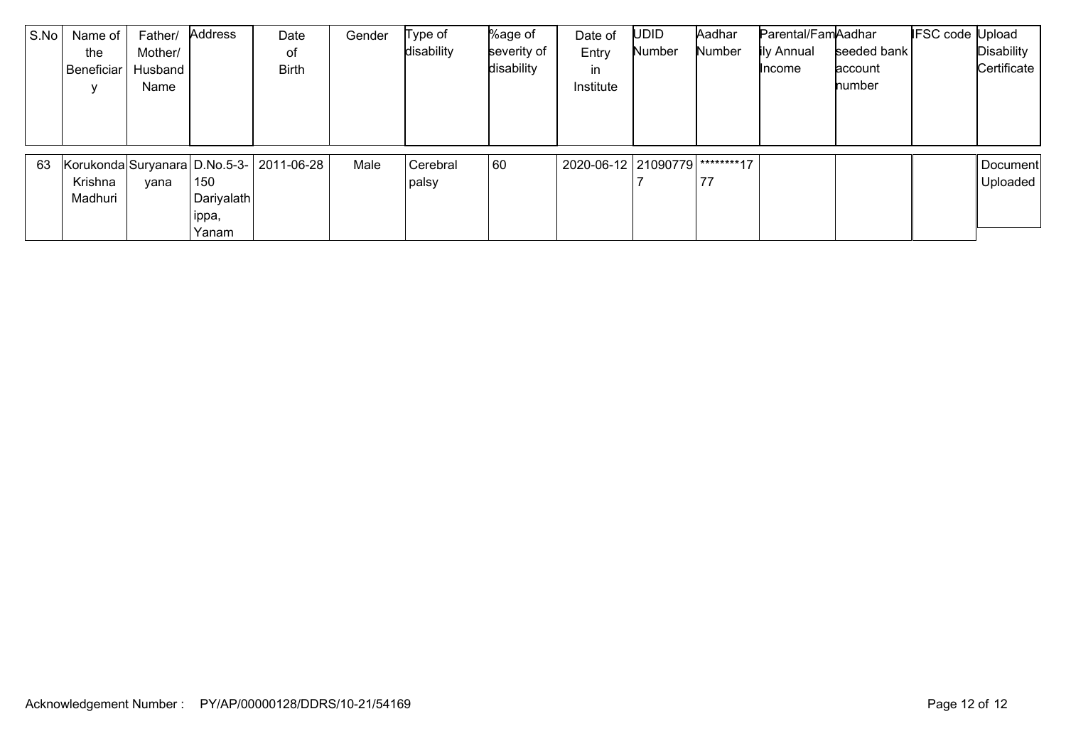| S.No | Name of the Beneficiary | Father/ Mother/ Husband Name | Address | Date of Birth | Gender | Type of disability | %age of severity of disability | Date of Entry in Institute | UDID Number | Aadhar Number | Parental/Family Annual Income | Aadhar seeded bank account number | IFSC code | Upload Disability Certificate |
|---|---|---|---|---|---|---|---|---|---|---|---|---|---|---|
| 63 | Korukonda Krishna Madhuri | Suryanarayana | D.No.5-3-150 Dariyalathippa, Yanam | 2011-06-28 | Male | Cerebral palsy | 60 | 2020-06-12 | 210907797 | ********1777 | | | | Document Uploaded |

Acknowledgement Number : PY/AP/00000128/DDRS/10-21/54169